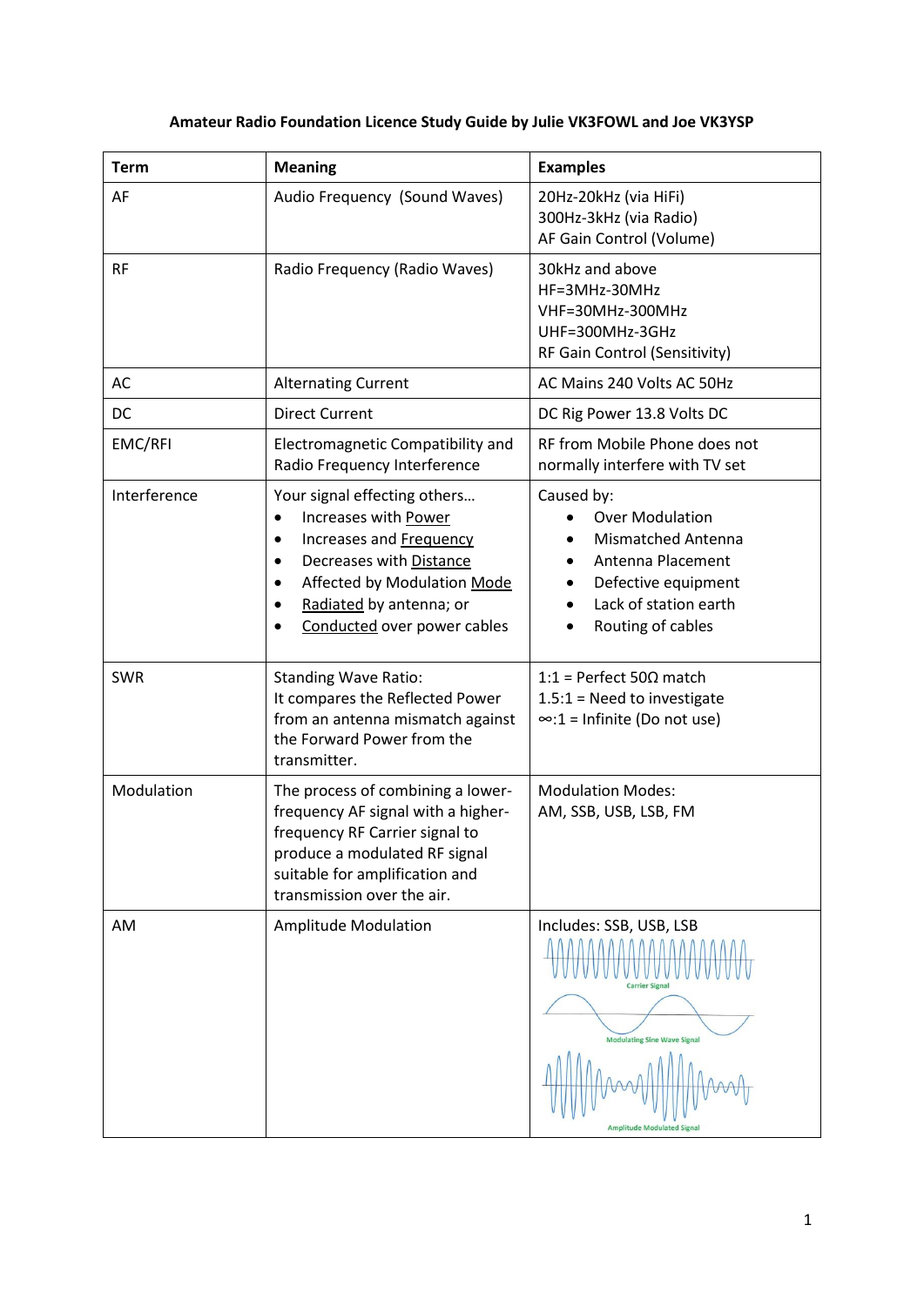**Amateur Radio Foundation Licence Study Guide by Julie VK3FOWL and Joe VK3YSP**

| Term | Meaning | Examples |
|---|---|---|
| AF | Audio Frequency (Sound Waves) | 20Hz-20kHz (via HiFi)<br>300Hz-3kHz (via Radio)<br>AF Gain Control (Volume) |
| RF | Radio Frequency (Radio Waves) | 30kHz and above<br>HF=3MHz-30MHz<br>VHF=30MHz-300MHz<br>UHF=300MHz-3GHz<br>RF Gain Control (Sensitivity) |
| AC | Alternating Current | AC Mains 240 Volts AC 50Hz |
| DC | Direct Current | DC Rig Power 13.8 Volts DC |
| EMC/RFI | Electromagnetic Compatibility and Radio Frequency Interference | RF from Mobile Phone does not normally interfere with TV set |
| Interference | Your signal effecting others…<br>• Increases with <u>Power</u><br>• Increases and <u>Frequency</u><br>• Decreases with <u>Distance</u><br>• Affected by Modulation <u>Mode</u><br>• <u>Radiated</u> by antenna; or<br>• <u>Conducted</u> over power cables | Caused by:<br>• Over Modulation<br>• Mismatched Antenna<br>• Antenna Placement<br>• Defective equipment<br>• Lack of station earth<br>• Routing of cables |
| SWR | Standing Wave Ratio:<br>It compares the Reflected Power from an antenna mismatch against the Forward Power from the transmitter. | 1:1 = Perfect 50Ω match<br>1.5:1 = Need to investigate<br>∞:1 = Infinite (Do not use) |
| Modulation | The process of combining a lower-frequency AF signal with a higher-frequency RF Carrier signal to produce a modulated RF signal suitable for amplification and transmission over the air. | Modulation Modes:<br>AM, SSB, USB, LSB, FM |
| AM | Amplitude Modulation | Includes: SSB, USB, LSB<br>Carrier Signal<br>Modulating Sine Wave Signal<br>Amplitude Modulated Signal |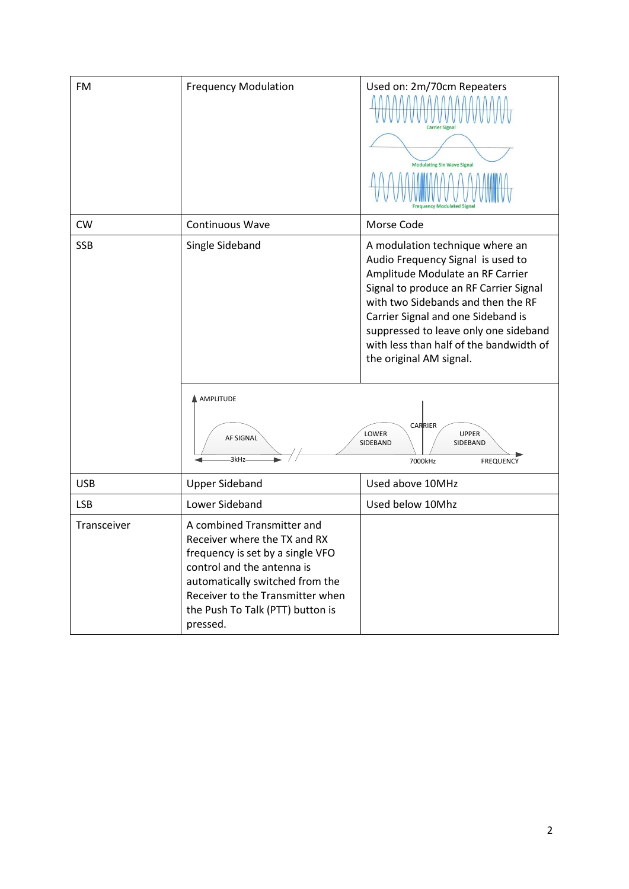| | | |
|---|---|---|
| FM | Frequency Modulation | Used on: 2m/70cm Repeaters<br>Carrier Signal<br>Modulating Sin Wave Signal<br>Frequency Modulated Signal |
| CW | Continuous Wave | Morse Code |
| SSB | Single Sideband | A modulation technique where an Audio Frequency Signal is used to Amplitude Modulate an RF Carrier Signal to produce an RF Carrier Signal with two Sidebands and then the RF Carrier Signal and one Sideband is suppressed to leave only one sideband with less than half of the bandwidth of the original AM signal. |
| | AMPLITUDE<br>AF SIGNAL<br>3kHz<br>LOWER SIDEBAND<br>CARRIER<br>UPPER SIDEBAND<br>7000kHz<br>FREQUENCY | |
| USB | Upper Sideband | Used above 10MHz |
| LSB | Lower Sideband | Used below 10Mhz |
| Transceiver | A combined Transmitter and Receiver where the TX and RX frequency is set by a single VFO control and the antenna is automatically switched from the Receiver to the Transmitter when the Push To Talk (PTT) button is pressed. | |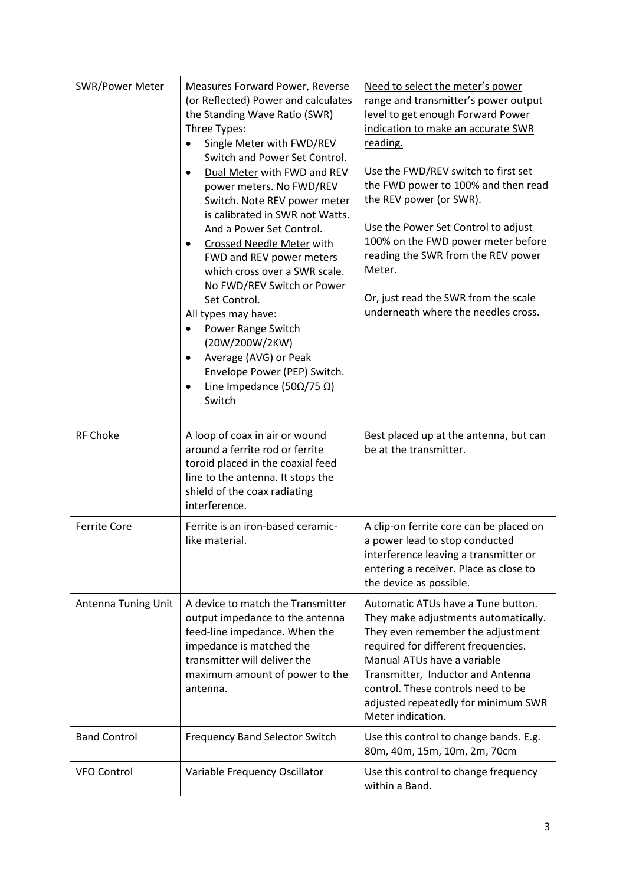| SWR/Power Meter | Measures Forward Power, Reverse (or Reflected) Power and calculates the Standing Wave Ratio (SWR)<br>Three Types:<br>• <u>Single Meter</u> with FWD/REV Switch and Power Set Control.<br>• <u>Dual Meter</u> with FWD and REV power meters. No FWD/REV Switch. Note REV power meter is calibrated in SWR not Watts. And a Power Set Control.<br>• <u>Crossed Needle Meter</u> with FWD and REV power meters which cross over a SWR scale. No FWD/REV Switch or Power Set Control.<br>All types may have:<br>• Power Range Switch (20W/200W/2KW)<br>• Average (AVG) or Peak Envelope Power (PEP) Switch.<br>• Line Impedance (50Ω/75 Ω) Switch | <u>Need to select the meter's power range and transmitter's power output level to get enough Forward Power indication to make an accurate SWR reading.</u><br><br>Use the FWD/REV switch to first set the FWD power to 100% and then read the REV power (or SWR).<br><br>Use the Power Set Control to adjust 100% on the FWD power meter before reading the SWR from the REV power Meter.<br><br>Or, just read the SWR from the scale underneath where the needles cross. |
|---|---|---|
| RF Choke | A loop of coax in air or wound around a ferrite rod or ferrite toroid placed in the coaxial feed line to the antenna. It stops the shield of the coax radiating interference. | Best placed up at the antenna, but can be at the transmitter. |
| Ferrite Core | Ferrite is an iron-based ceramic-like material. | A clip-on ferrite core can be placed on a power lead to stop conducted interference leaving a transmitter or entering a receiver. Place as close to the device as possible. |
| Antenna Tuning Unit | A device to match the Transmitter output impedance to the antenna feed-line impedance. When the impedance is matched the transmitter will deliver the maximum amount of power to the antenna. | Automatic ATUs have a Tune button. They make adjustments automatically. They even remember the adjustment required for different frequencies. Manual ATUs have a variable Transmitter, Inductor and Antenna control. These controls need to be adjusted repeatedly for minimum SWR Meter indication. |
| Band Control | Frequency Band Selector Switch | Use this control to change bands. E.g. 80m, 40m, 15m, 10m, 2m, 70cm |
| VFO Control | Variable Frequency Oscillator | Use this control to change frequency within a Band. |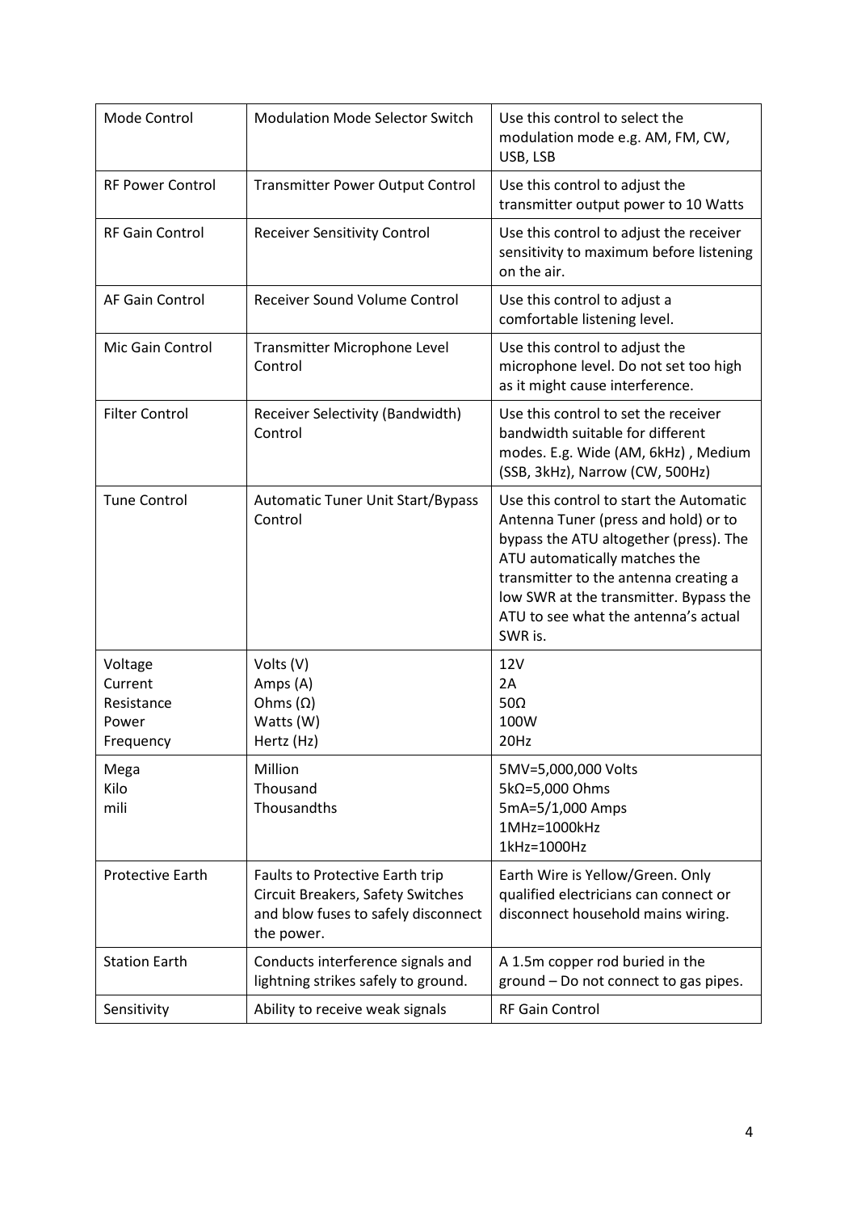| | | |
|---|---|---|
| Mode Control | Modulation Mode Selector Switch | Use this control to select the modulation mode e.g. AM, FM, CW, USB, LSB |
| RF Power Control | Transmitter Power Output Control | Use this control to adjust the transmitter output power to 10 Watts |
| RF Gain Control | Receiver Sensitivity Control | Use this control to adjust the receiver sensitivity to maximum before listening on the air. |
| AF Gain Control | Receiver Sound Volume Control | Use this control to adjust a comfortable listening level. |
| Mic Gain Control | Transmitter Microphone Level Control | Use this control to adjust the microphone level. Do not set too high as it might cause interference. |
| Filter Control | Receiver Selectivity (Bandwidth) Control | Use this control to set the receiver bandwidth suitable for different modes. E.g. Wide (AM, 6kHz) , Medium (SSB, 3kHz), Narrow (CW, 500Hz) |
| Tune Control | Automatic Tuner Unit Start/Bypass Control | Use this control to start the Automatic Antenna Tuner (press and hold) or to bypass the ATU altogether (press). The ATU automatically matches the transmitter to the antenna creating a low SWR at the transmitter. Bypass the ATU to see what the antenna's actual SWR is. |
| Voltage<br>Current<br>Resistance<br>Power<br>Frequency | Volts (V)<br>Amps (A)<br>Ohms (Ω)<br>Watts (W)<br>Hertz (Hz) | 12V<br>2A<br>50Ω<br>100W<br>20Hz |
| Mega<br>Kilo<br>mili | Million<br>Thousand<br>Thousandths | 5MV=5,000,000 Volts<br>5kΩ=5,000 Ohms<br>5mA=5/1,000 Amps<br>1MHz=1000kHz<br>1kHz=1000Hz |
| Protective Earth | Faults to Protective Earth trip Circuit Breakers, Safety Switches and blow fuses to safely disconnect the power. | Earth Wire is Yellow/Green. Only qualified electricians can connect or disconnect household mains wiring. |
| Station Earth | Conducts interference signals and lightning strikes safely to ground. | A 1.5m copper rod buried in the ground – Do not connect to gas pipes. |
| Sensitivity | Ability to receive weak signals | RF Gain Control |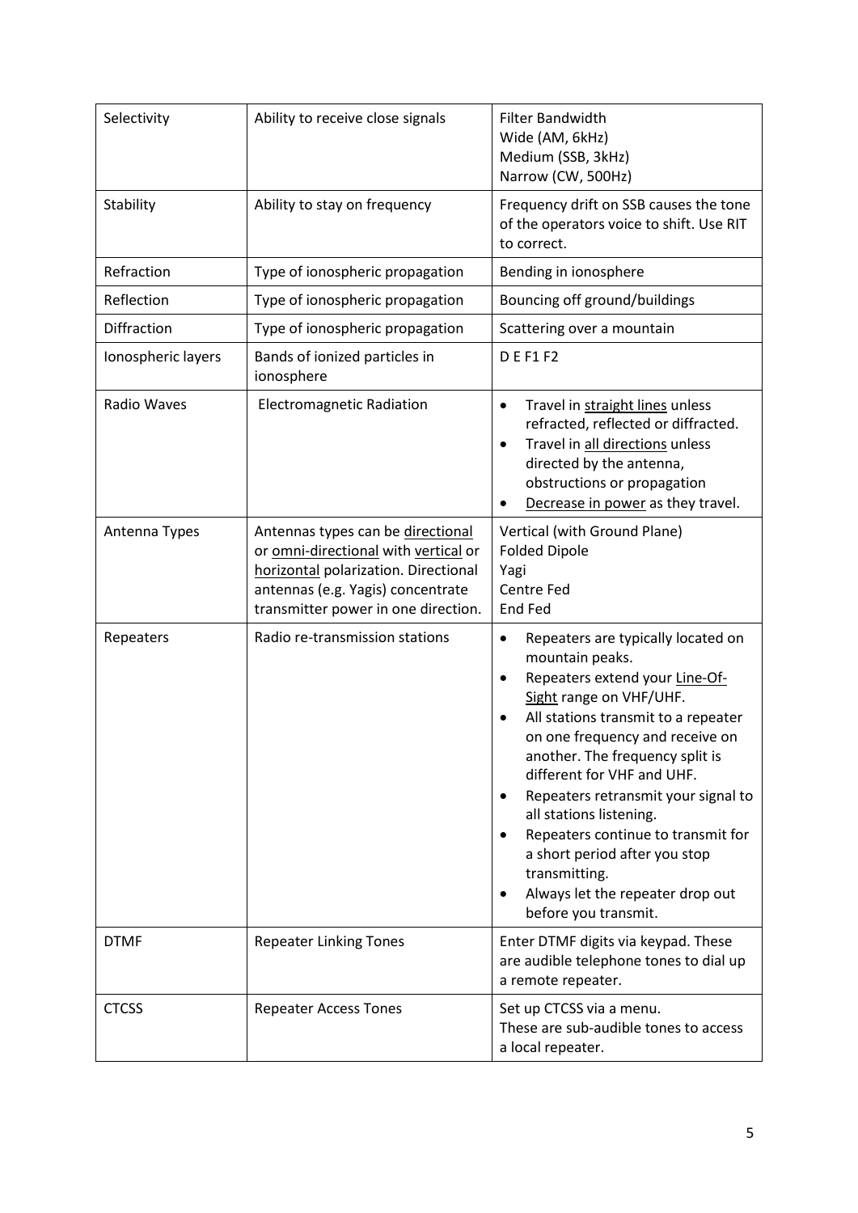| Selectivity | Ability to receive close signals | Filter Bandwidth<br>Wide (AM, 6kHz)<br>Medium (SSB, 3kHz)<br>Narrow (CW, 500Hz) |
|---|---|---|
| Stability | Ability to stay on frequency | Frequency drift on SSB causes the tone of the operators voice to shift. Use RIT to correct. |
| Refraction | Type of ionospheric propagation | Bending in ionosphere |
| Reflection | Type of ionospheric propagation | Bouncing off ground/buildings |
| Diffraction | Type of ionospheric propagation | Scattering over a mountain |
| Ionospheric layers | Bands of ionized particles in ionosphere | D E F1 F2 |
| Radio Waves | Electromagnetic Radiation | • Travel in <u>straight lines</u> unless refracted, reflected or diffracted.<br>• Travel in <u>all directions</u> unless directed by the antenna, obstructions or propagation<br>• <u>Decrease in power</u> as they travel. |
| Antenna Types | Antennas types can be <u>directional</u> or <u>omni-directional</u> with <u>vertical</u> or <u>horizontal</u> polarization. Directional antennas (e.g. Yagis) concentrate transmitter power in one direction. | Vertical (with Ground Plane)<br>Folded Dipole<br>Yagi<br>Centre Fed<br>End Fed |
| Repeaters | Radio re-transmission stations | • Repeaters are typically located on mountain peaks.<br>• Repeaters extend your <u>Line-Of-Sight</u> range on VHF/UHF.<br>• All stations transmit to a repeater on one frequency and receive on another. The frequency split is different for VHF and UHF.<br>• Repeaters retransmit your signal to all stations listening.<br>• Repeaters continue to transmit for a short period after you stop transmitting.<br>• Always let the repeater drop out before you transmit. |
| DTMF | Repeater Linking Tones | Enter DTMF digits via keypad. These are audible telephone tones to dial up a remote repeater. |
| CTCSS | Repeater Access Tones | Set up CTCSS via a menu.<br>These are sub-audible tones to access a local repeater. |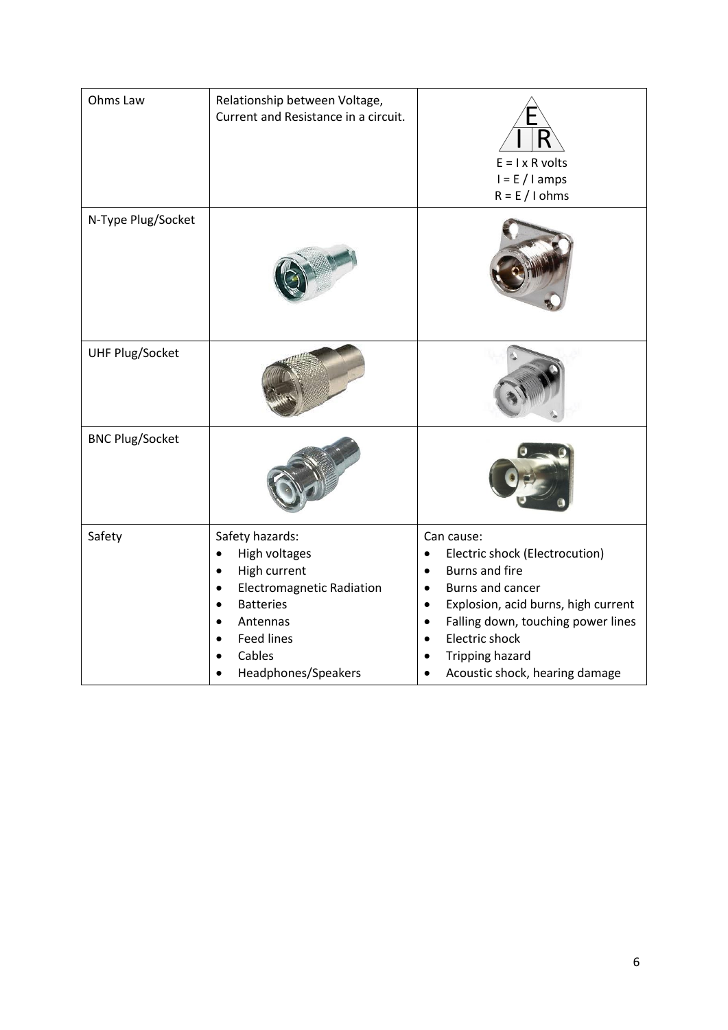| Ohms Law | Relationship between Voltage, Current and Resistance in a circuit. | E / I R<br>E = I x R volts<br>I = E / I amps<br>R = E / I ohms |
|---|---|---|
| N-Type Plug/Socket | | |
| UHF Plug/Socket | | |
| BNC Plug/Socket | | |
| Safety | Safety hazards:<br>• High voltages<br>• High current<br>• Electromagnetic Radiation<br>• Batteries<br>• Antennas<br>• Feed lines<br>• Cables<br>• Headphones/Speakers | Can cause:<br>• Electric shock (Electrocution)<br>• Burns and fire<br>• Burns and cancer<br>• Explosion, acid burns, high current<br>• Falling down, touching power lines<br>• Electric shock<br>• Tripping hazard<br>• Acoustic shock, hearing damage |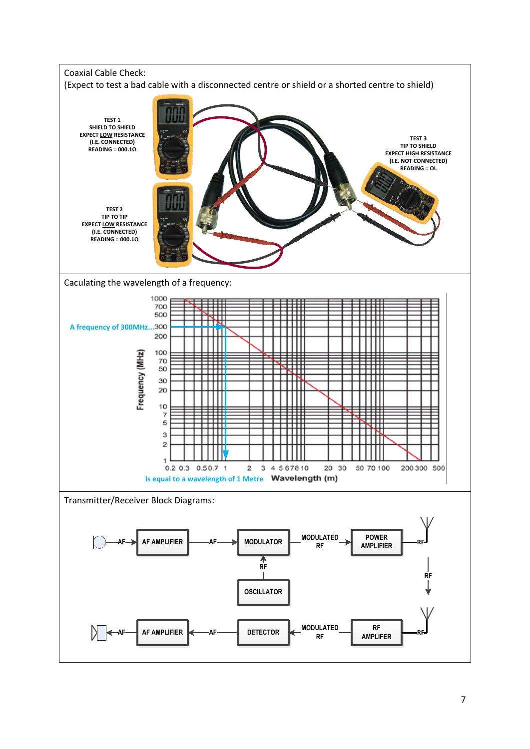Coaxial Cable Check:
(Expect to test a bad cable with a disconnected centre or shield or a shorted centre to shield)

TEST 1
SHIELD TO SHIELD
EXPECT LOW RESISTANCE
(I.E. CONNECTED)
READING = 000.1Ω

TEST 2
TIP TO TIP
EXPECT LOW RESISTANCE
(I.E. CONNECTED)
READING = 000.1Ω

TEST 3
TIP TO SHIELD
EXPECT HIGH RESISTANCE
(I.E. NOT CONNECTED)
READING = OL

Caculating the wavelength of a frequency:

A frequency of 300MHz...

Is equal to a wavelength of 1 Metre

Frequency (MHz)

Wavelength (m)

Transmitter/Receiver Block Diagrams:

AF → AF AMPLIFIER → AF → MODULATOR → MODULATED RF → POWER AMPLIFIER → RF

OSCILLATOR → RF → MODULATOR

RF

RF → RF AMPLIFIER → MODULATED RF → DETECTOR → AF → AF AMPLIFIER → AF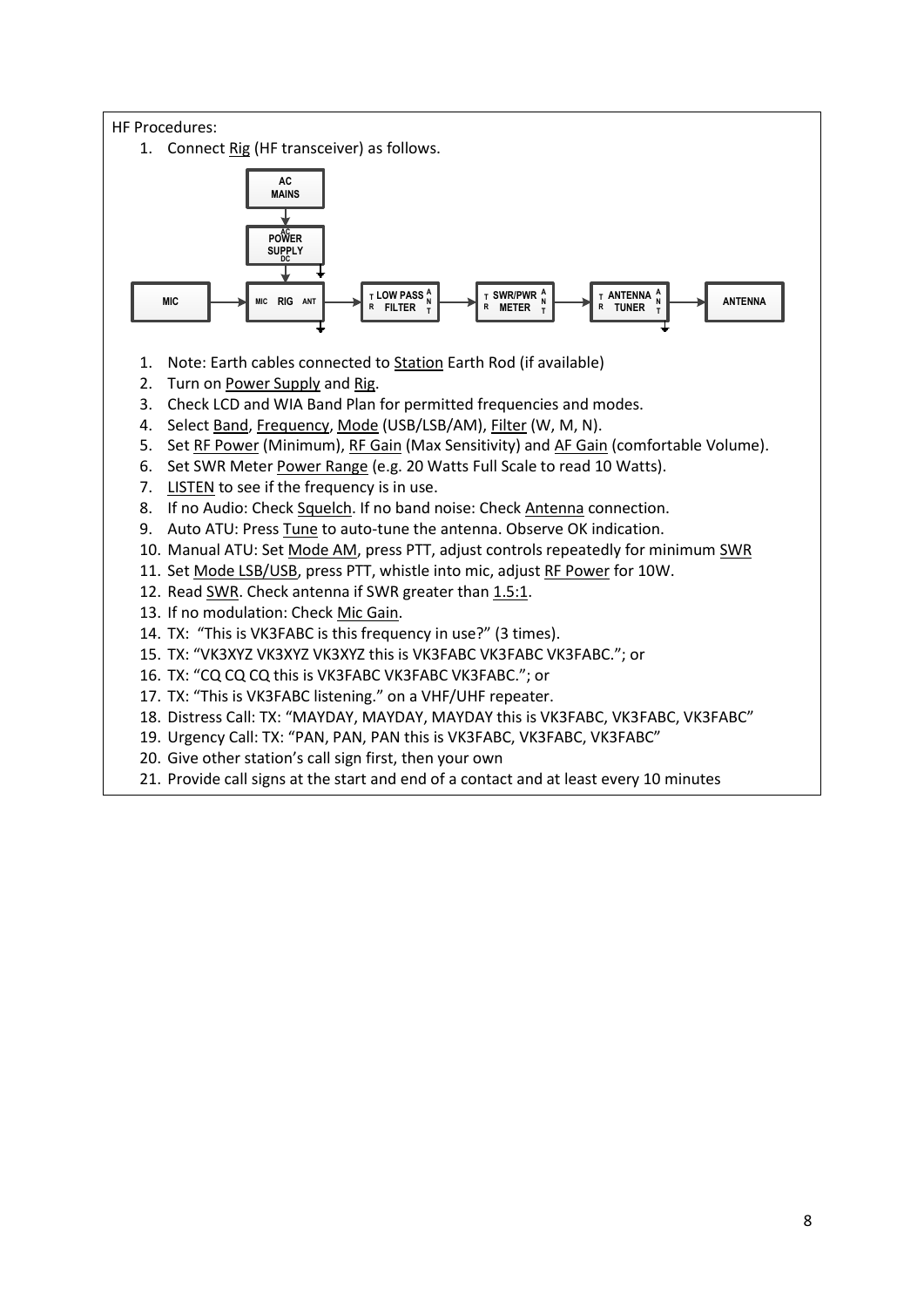HF Procedures:

1. Connect Rig (HF transceiver) as follows.

AC MAINS

AC POWER SUPPLY DC

MIC

MIC RIG ANT

T R LOW PASS FILTER ANT

T R SWR/PWR METER ANT

T R ANTENNA TUNER ANT

ANTENNA

1. Note: Earth cables connected to Station Earth Rod (if available)
2. Turn on Power Supply and Rig.
3. Check LCD and WIA Band Plan for permitted frequencies and modes.
4. Select Band, Frequency, Mode (USB/LSB/AM), Filter (W, M, N).
5. Set RF Power (Minimum), RF Gain (Max Sensitivity) and AF Gain (comfortable Volume).
6. Set SWR Meter Power Range (e.g. 20 Watts Full Scale to read 10 Watts).
7. LISTEN to see if the frequency is in use.
8. If no Audio: Check Squelch. If no band noise: Check Antenna connection.
9. Auto ATU: Press Tune to auto-tune the antenna. Observe OK indication.
10. Manual ATU: Set Mode AM, press PTT, adjust controls repeatedly for minimum SWR
11. Set Mode LSB/USB, press PTT, whistle into mic, adjust RF Power for 10W.
12. Read SWR. Check antenna if SWR greater than 1.5:1.
13. If no modulation: Check Mic Gain.
14. TX: "This is VK3FABC is this frequency in use?" (3 times).
15. TX: "VK3XYZ VK3XYZ VK3XYZ this is VK3FABC VK3FABC VK3FABC."; or
16. TX: "CQ CQ CQ this is VK3FABC VK3FABC VK3FABC."; or
17. TX: "This is VK3FABC listening." on a VHF/UHF repeater.
18. Distress Call: TX: "MAYDAY, MAYDAY, MAYDAY this is VK3FABC, VK3FABC, VK3FABC"
19. Urgency Call: TX: "PAN, PAN, PAN this is VK3FABC, VK3FABC, VK3FABC"
20. Give other station's call sign first, then your own
21. Provide call signs at the start and end of a contact and at least every 10 minutes